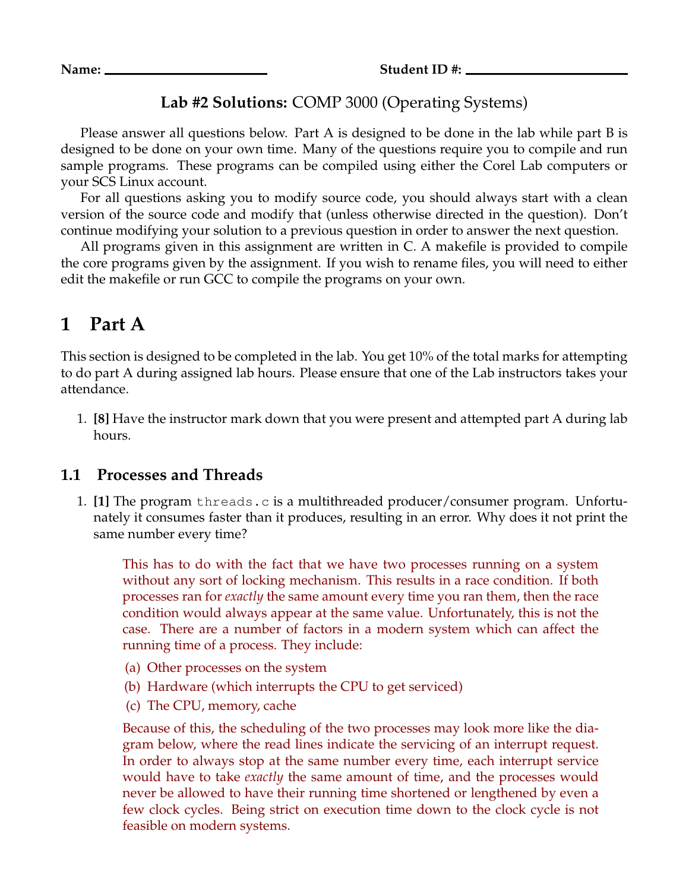**Name:** ______________________ **Student ID #:** ______________________

**Lab #2 Solutions:** COMP 3000 (Operating Systems)

Please answer all questions below. Part A is designed to be done in the lab while part B is designed to be done on your own time. Many of the questions require you to compile and run sample programs. These programs can be compiled using either the Corel Lab computers or your SCS Linux account.

For all questions asking you to modify source code, you should always start with a clean version of the source code and modify that (unless otherwise directed in the question). Don't continue modifying your solution to a previous question in order to answer the next question.

All programs given in this assignment are written in C. A makefile is provided to compile the core programs given by the assignment. If you wish to rename files, you will need to either edit the makefile or run GCC to compile the programs on your own.

# 1 Part A

This section is designed to be completed in the lab. You get 10% of the total marks for attempting to do part A during assigned lab hours. Please ensure that one of the Lab instructors takes your attendance.

1. **[8]** Have the instructor mark down that you were present and attempted part A during lab hours.

## 1.1 Processes and Threads

1. **[1]** The program `threads.c` is a multithreaded producer/consumer program. Unfortunately it consumes faster than it produces, resulting in an error. Why does it not print the same number every time?

   This has to do with the fact that we have two processes running on a system without any sort of locking mechanism. This results in a race condition. If both processes ran for *exactly* the same amount every time you ran them, then the race condition would always appear at the same value. Unfortunately, this is not the case. There are a number of factors in a modern system which can affect the running time of a process. They include:

   (a) Other processes on the system
   (b) Hardware (which interrupts the CPU to get serviced)
   (c) The CPU, memory, cache

   Because of this, the scheduling of the two processes may look more like the diagram below, where the read lines indicate the servicing of an interrupt request. In order to always stop at the same number every time, each interrupt service would have to take *exactly* the same amount of time, and the processes would never be allowed to have their running time shortened or lengthened by even a few clock cycles. Being strict on execution time down to the clock cycle is not feasible on modern systems.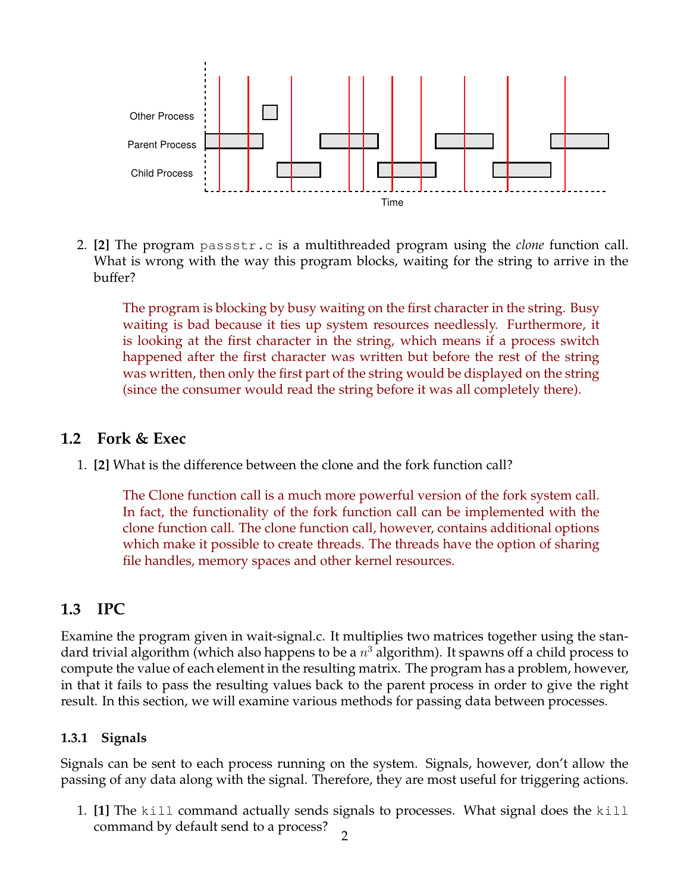Other Process

Parent Process

Child Process

Time

2. **[2]** The program `passstr.c` is a multithreaded program using the *clone* function call. What is wrong with the way this program blocks, waiting for the string to arrive in the buffer?

   The program is blocking by busy waiting on the first character in the string. Busy waiting is bad because it ties up system resources needlessly. Furthermore, it is looking at the first character in the string, which means if a process switch happened after the first character was written but before the rest of the string was written, then only the first part of the string would be displayed on the string (since the consumer would read the string before it was all completely there).

## 1.2 Fork & Exec

1. **[2]** What is the difference between the clone and the fork function call?

   The Clone function call is a much more powerful version of the fork system call. In fact, the functionality of the fork function call can be implemented with the clone function call. The clone function call, however, contains additional options which make it possible to create threads. The threads have the option of sharing file handles, memory spaces and other kernel resources.

## 1.3 IPC

Examine the program given in wait-signal.c. It multiplies two matrices together using the standard trivial algorithm (which also happens to be a $n^3$ algorithm). It spawns off a child process to compute the value of each element in the resulting matrix. The program has a problem, however, in that it fails to pass the resulting values back to the parent process in order to give the right result. In this section, we will examine various methods for passing data between processes.

### 1.3.1 Signals

Signals can be sent to each process running on the system. Signals, however, don't allow the passing of any data along with the signal. Therefore, they are most useful for triggering actions.

1. **[1]** The `kill` command actually sends signals to processes. What signal does the `kill` command by default send to a process?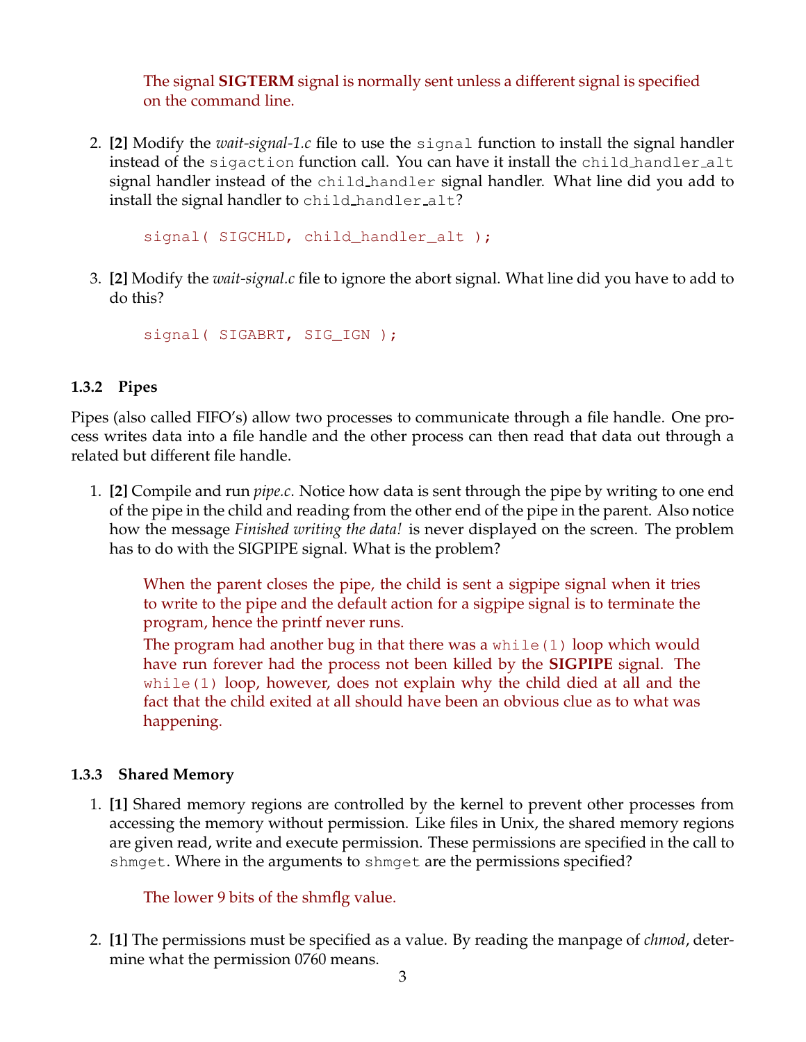The signal **SIGTERM** signal is normally sent unless a different signal is specified on the command line.

2. **[2]** Modify the *wait-signal-1.c* file to use the `signal` function to install the signal handler instead of the `sigaction` function call. You can have it install the `child_handler_alt` signal handler instead of the `child_handler` signal handler. What line did you add to install the signal handler to `child_handler_alt`?

```
signal( SIGCHLD, child_handler_alt );
```

3. **[2]** Modify the *wait-signal.c* file to ignore the abort signal. What line did you have to add to do this?

```
signal( SIGABRT, SIG_IGN );
```

### 1.3.2 Pipes

Pipes (also called FIFO's) allow two processes to communicate through a file handle. One process writes data into a file handle and the other process can then read that data out through a related but different file handle.

1. **[2]** Compile and run *pipe.c*. Notice how data is sent through the pipe by writing to one end of the pipe in the child and reading from the other end of the pipe in the parent. Also notice how the message *Finished writing the data!* is never displayed on the screen. The problem has to do with the SIGPIPE signal. What is the problem?

   When the parent closes the pipe, the child is sent a sigpipe signal when it tries to write to the pipe and the default action for a sigpipe signal is to terminate the program, hence the printf never runs.

   The program had another bug in that there was a `while(1)` loop which would have run forever had the process not been killed by the **SIGPIPE** signal. The `while(1)` loop, however, does not explain why the child died at all and the fact that the child exited at all should have been an obvious clue as to what was happening.

### 1.3.3 Shared Memory

1. **[1]** Shared memory regions are controlled by the kernel to prevent other processes from accessing the memory without permission. Like files in Unix, the shared memory regions are given read, write and execute permission. These permissions are specified in the call to `shmget`. Where in the arguments to `shmget` are the permissions specified?

   The lower 9 bits of the shmflg value.

2. **[1]** The permissions must be specified as a value. By reading the manpage of *chmod*, determine what the permission 0760 means.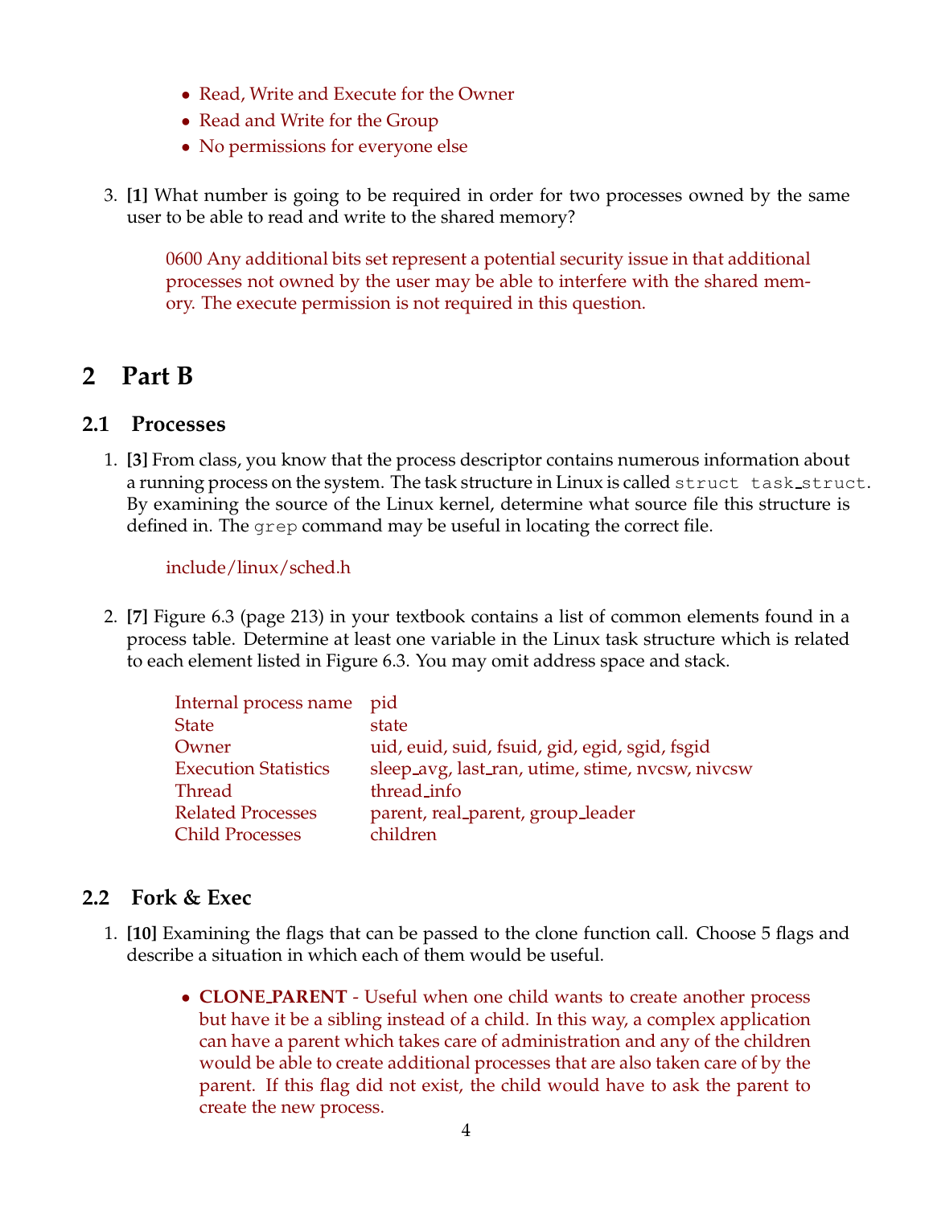- Read, Write and Execute for the Owner
- Read and Write for the Group
- No permissions for everyone else

3. **[1]** What number is going to be required in order for two processes owned by the same user to be able to read and write to the shared memory?

   0600 Any additional bits set represent a potential security issue in that additional processes not owned by the user may be able to interfere with the shared memory. The execute permission is not required in this question.

# 2 Part B

## 2.1 Processes

1. **[3]** From class, you know that the process descriptor contains numerous information about a running process on the system. The task structure in Linux is called `struct task_struct`. By examining the source of the Linux kernel, determine what source file this structure is defined in. The `grep` command may be useful in locating the correct file.

   include/linux/sched.h

2. **[7]** Figure 6.3 (page 213) in your textbook contains a list of common elements found in a process table. Determine at least one variable in the Linux task structure which is related to each element listed in Figure 6.3. You may omit address space and stack.

| | |
|---|---|
| Internal process name | pid |
| State | state |
| Owner | uid, euid, suid, fsuid, gid, egid, sgid, fsgid |
| Execution Statistics | sleep_avg, last_ran, utime, stime, nvcsw, nivcsw |
| Thread | thread_info |
| Related Processes | parent, real_parent, group_leader |
| Child Processes | children |

## 2.2 Fork & Exec

1. **[10]** Examining the flags that can be passed to the clone function call. Choose 5 flags and describe a situation in which each of them would be useful.

   - **CLONE_PARENT** - Useful when one child wants to create another process but have it be a sibling instead of a child. In this way, a complex application can have a parent which takes care of administration and any of the children would be able to create additional processes that are also taken care of by the parent. If this flag did not exist, the child would have to ask the parent to create the new process.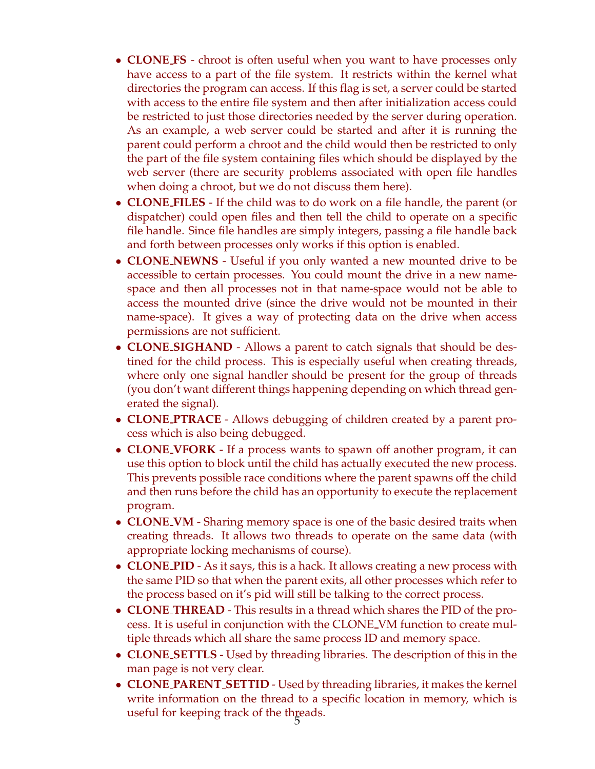- **CLONE_FS** - chroot is often useful when you want to have processes only have access to a part of the file system. It restricts within the kernel what directories the program can access. If this flag is set, a server could be started with access to the entire file system and then after initialization access could be restricted to just those directories needed by the server during operation. As an example, a web server could be started and after it is running the parent could perform a chroot and the child would then be restricted to only the part of the file system containing files which should be displayed by the web server (there are security problems associated with open file handles when doing a chroot, but we do not discuss them here).
- **CLONE_FILES** - If the child was to do work on a file handle, the parent (or dispatcher) could open files and then tell the child to operate on a specific file handle. Since file handles are simply integers, passing a file handle back and forth between processes only works if this option is enabled.
- **CLONE_NEWNS** - Useful if you only wanted a new mounted drive to be accessible to certain processes. You could mount the drive in a new name-space and then all processes not in that name-space would not be able to access the mounted drive (since the drive would not be mounted in their name-space). It gives a way of protecting data on the drive when access permissions are not sufficient.
- **CLONE_SIGHAND** - Allows a parent to catch signals that should be destined for the child process. This is especially useful when creating threads, where only one signal handler should be present for the group of threads (you don't want different things happening depending on which thread generated the signal).
- **CLONE_PTRACE** - Allows debugging of children created by a parent process which is also being debugged.
- **CLONE_VFORK** - If a process wants to spawn off another program, it can use this option to block until the child has actually executed the new process. This prevents possible race conditions where the parent spawns off the child and then runs before the child has an opportunity to execute the replacement program.
- **CLONE_VM** - Sharing memory space is one of the basic desired traits when creating threads. It allows two threads to operate on the same data (with appropriate locking mechanisms of course).
- **CLONE_PID** - As it says, this is a hack. It allows creating a new process with the same PID so that when the parent exits, all other processes which refer to the process based on it's pid will still be talking to the correct process.
- **CLONE_THREAD** - This results in a thread which shares the PID of the process. It is useful in conjunction with the CLONE_VM function to create multiple threads which all share the same process ID and memory space.
- **CLONE_SETTLS** - Used by threading libraries. The description of this in the man page is not very clear.
- **CLONE_PARENT_SETTID** - Used by threading libraries, it makes the kernel write information on the thread to a specific location in memory, which is useful for keeping track of the threads.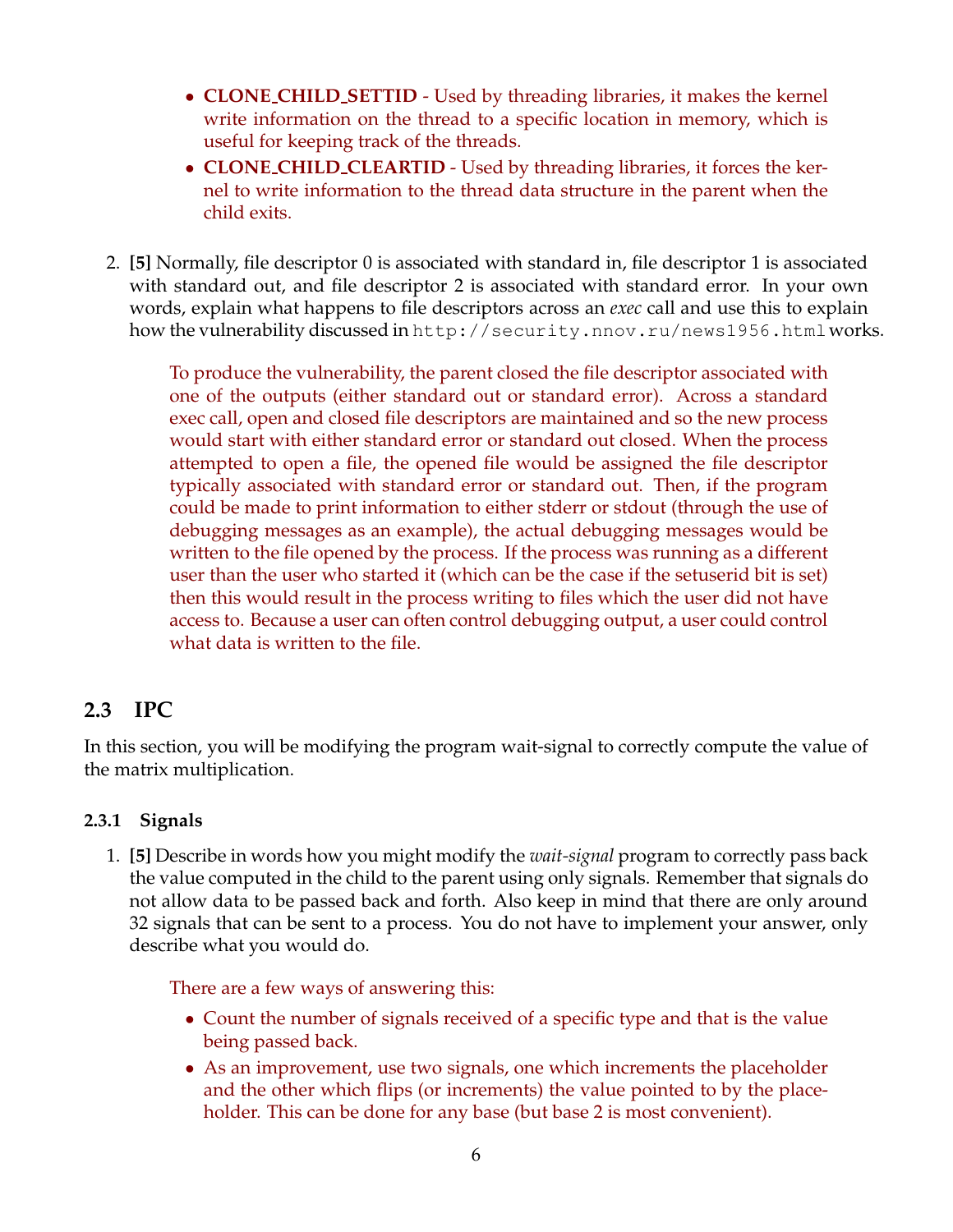- **CLONE_CHILD_SETTID** - Used by threading libraries, it makes the kernel write information on the thread to a specific location in memory, which is useful for keeping track of the threads.
- **CLONE_CHILD_CLEARTID** - Used by threading libraries, it forces the kernel to write information to the thread data structure in the parent when the child exits.

2. **[5]** Normally, file descriptor 0 is associated with standard in, file descriptor 1 is associated with standard out, and file descriptor 2 is associated with standard error. In your own words, explain what happens to file descriptors across an *exec* call and use this to explain how the vulnerability discussed in `http://security.nnov.ru/news1956.html` works.

   To produce the vulnerability, the parent closed the file descriptor associated with one of the outputs (either standard out or standard error). Across a standard exec call, open and closed file descriptors are maintained and so the new process would start with either standard error or standard out closed. When the process attempted to open a file, the opened file would be assigned the file descriptor typically associated with standard error or standard out. Then, if the program could be made to print information to either stderr or stdout (through the use of debugging messages as an example), the actual debugging messages would be written to the file opened by the process. If the process was running as a different user than the user who started it (which can be the case if the setuserid bit is set) then this would result in the process writing to files which the user did not have access to. Because a user can often control debugging output, a user could control what data is written to the file.

## 2.3 IPC

In this section, you will be modifying the program wait-signal to correctly compute the value of the matrix multiplication.

### 2.3.1 Signals

1. **[5]** Describe in words how you might modify the *wait-signal* program to correctly pass back the value computed in the child to the parent using only signals. Remember that signals do not allow data to be passed back and forth. Also keep in mind that there are only around 32 signals that can be sent to a process. You do not have to implement your answer, only describe what you would do.

   There are a few ways of answering this:

   - Count the number of signals received of a specific type and that is the value being passed back.
   - As an improvement, use two signals, one which increments the placeholder and the other which flips (or increments) the value pointed to by the placeholder. This can be done for any base (but base 2 is most convenient).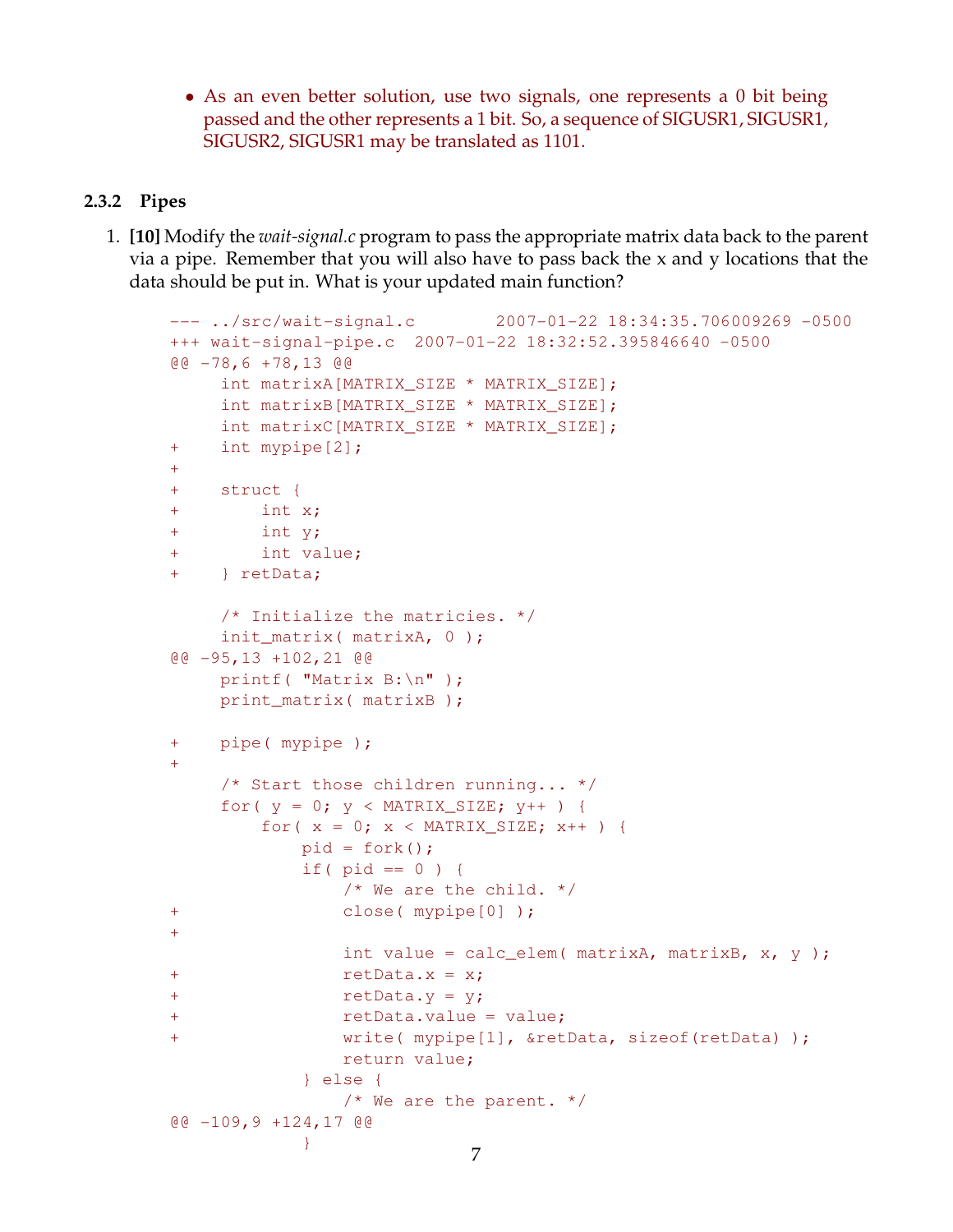- As an even better solution, use two signals, one represents a 0 bit being passed and the other represents a 1 bit. So, a sequence of SIGUSR1, SIGUSR1, SIGUSR2, SIGUSR1 may be translated as 1101.

### 2.3.2 Pipes

1. **[10]** Modify the *wait-signal.c* program to pass the appropriate matrix data back to the parent via a pipe. Remember that you will also have to pass back the x and y locations that the data should be put in. What is your updated main function?

```
--- ../src/wait-signal.c       2007-01-22 18:34:35.706009269 -0500
+++ wait-signal-pipe.c  2007-01-22 18:32:52.395846640 -0500
@@ -78,6 +78,13 @@
     int matrixA[MATRIX_SIZE * MATRIX_SIZE];
     int matrixB[MATRIX_SIZE * MATRIX_SIZE];
     int matrixC[MATRIX_SIZE * MATRIX_SIZE];
+    int mypipe[2];
+
+    struct {
+        int x;
+        int y;
+        int value;
+    } retData;

     /* Initialize the matricies. */
     init_matrix( matrixA, 0 );
@@ -95,13 +102,21 @@
     printf( "Matrix B:\n" );
     print_matrix( matrixB );

+    pipe( mypipe );
+
     /* Start those children running... */
     for( y = 0; y < MATRIX_SIZE; y++ ) {
         for( x = 0; x < MATRIX_SIZE; x++ ) {
             pid = fork();
             if( pid == 0 ) {
                 /* We are the child. */
+                close( mypipe[0] );
+
                 int value = calc_elem( matrixA, matrixB, x, y );
+                retData.x = x;
+                retData.y = y;
+                retData.value = value;
+                write( mypipe[1], &retData, sizeof(retData) );
                 return value;
             } else {
                 /* We are the parent. */
@@ -109,9 +124,17 @@
             }
```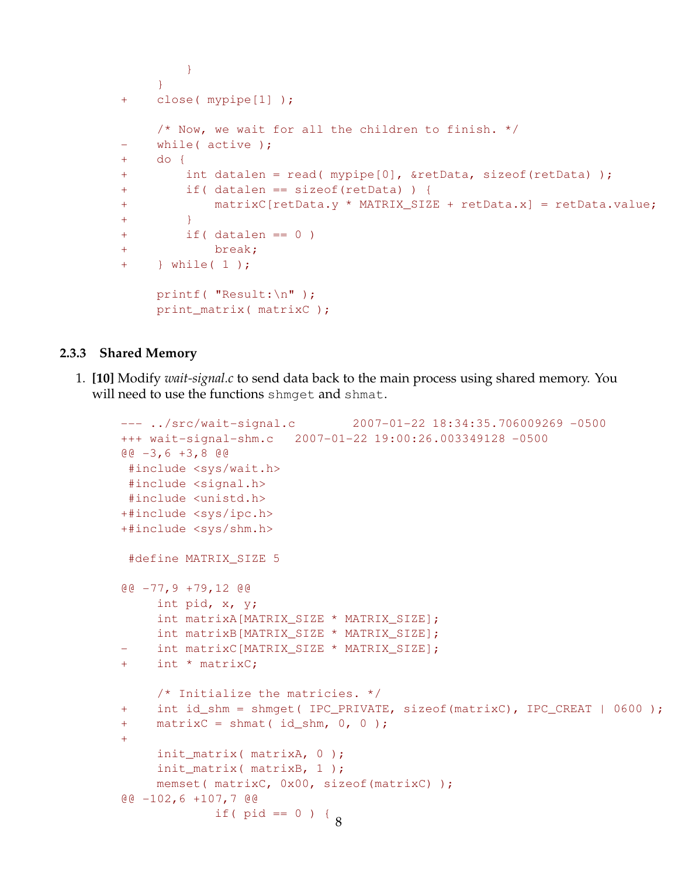```
        }
    }
+    close( mypipe[1] );

     /* Now, we wait for all the children to finish. */
-    while( active );
+    do {
+        int datalen = read( mypipe[0], &retData, sizeof(retData) );
+        if( datalen == sizeof(retData) ) {
+            matrixC[retData.y * MATRIX_SIZE + retData.x] = retData.value;
+        }
+        if( datalen == 0 )
+            break;
+    } while( 1 );

     printf( "Result:\n" );
     print_matrix( matrixC );
```

#### 2.3.3 Shared Memory

1. **[10]** Modify *wait-signal.c* to send data back to the main process using shared memory. You will need to use the functions `shmget` and `shmat`.

```
--- ../src/wait-signal.c        2007-01-22 18:34:35.706009269 -0500
+++ wait-signal-shm.c   2007-01-22 19:00:26.003349128 -0500
@@ -3,6 +3,8 @@
 #include <sys/wait.h>
 #include <signal.h>
 #include <unistd.h>
+#include <sys/ipc.h>
+#include <sys/shm.h>

 #define MATRIX_SIZE 5

@@ -77,9 +79,12 @@
     int pid, x, y;
     int matrixA[MATRIX_SIZE * MATRIX_SIZE];
     int matrixB[MATRIX_SIZE * MATRIX_SIZE];
-    int matrixC[MATRIX_SIZE * MATRIX_SIZE];
+    int * matrixC;

     /* Initialize the matricies. */
+    int id_shm = shmget( IPC_PRIVATE, sizeof(matrixC), IPC_CREAT | 0600 );
+    matrixC = shmat( id_shm, 0, 0 );
+
     init_matrix( matrixA, 0 );
     init_matrix( matrixB, 1 );
     memset( matrixC, 0x00, sizeof(matrixC) );
@@ -102,6 +107,7 @@
             if( pid == 0 ) {
```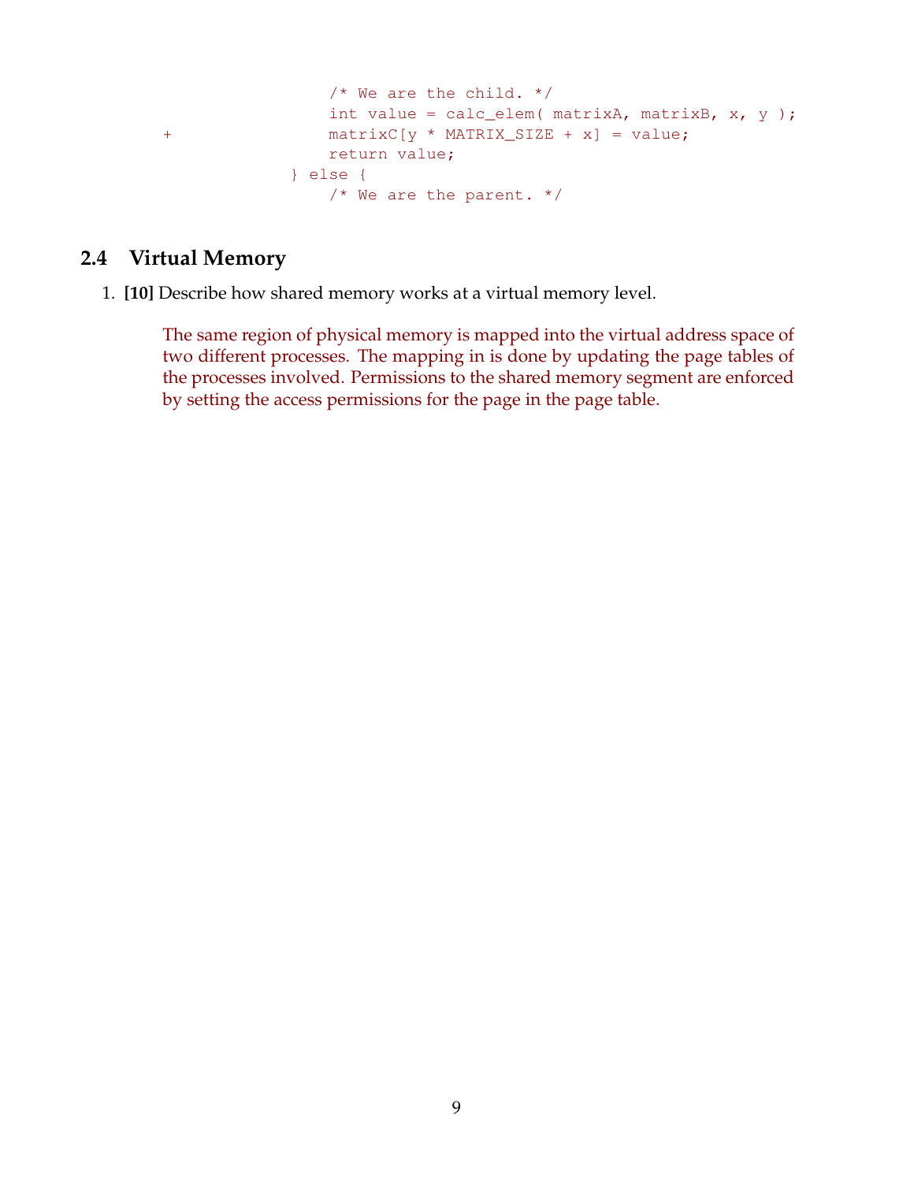```
                /* We are the child. */
                int value = calc_elem( matrixA, matrixB, x, y );
+               matrixC[y * MATRIX_SIZE + x] = value;
                return value;
            } else {
                /* We are the parent. */
```

## 2.4 Virtual Memory

1. **[10]** Describe how shared memory works at a virtual memory level.

   The same region of physical memory is mapped into the virtual address space of two different processes. The mapping in is done by updating the page tables of the processes involved. Permissions to the shared memory segment are enforced by setting the access permissions for the page in the page table.